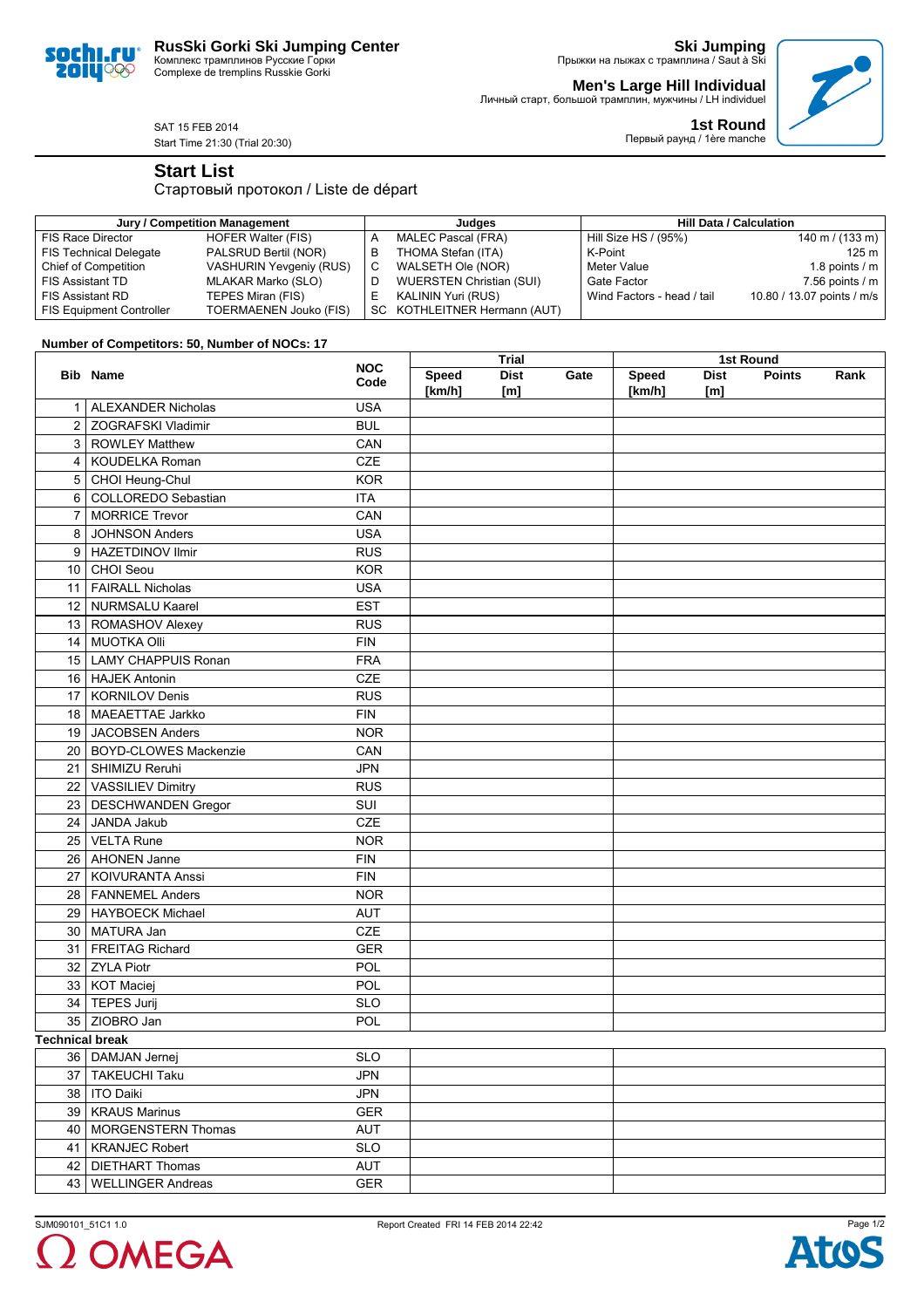# RusSki Gorki Ski Jumping Center

Комплекс трамплинов Русские Горки
Complexe de tremplins Russkie Gorki

**Ski Jumping**
Прыжки на лыжах с трамплина / Saut à Ski

**Men's Large Hill Individual**
Личный старт, большой трамплин, мужчины / LH individuel

**1st Round**
Первый раунд / 1ère manche

SAT 15 FEB 2014
Start Time 21:30 (Trial 20:30)

## Start List

Стартовый протокол / Liste de départ

| Jury / Competition Management | | Judges | | Hill Data / Calculation | |
|---|---|---|---|---|---|
| FIS Race Director | HOFER Walter (FIS) | A | MALEC Pascal (FRA) | Hill Size HS / (95%) | 140 m / (133 m) |
| FIS Technical Delegate | PALSRUD Bertil (NOR) | B | THOMA Stefan (ITA) | K-Point | 125 m |
| Chief of Competition | VASHURIN Yevgeniy (RUS) | C | WALSETH Ole (NOR) | Meter Value | 1.8 points / m |
| FIS Assistant TD | MLAKAR Marko (SLO) | D | WUERSTEN Christian (SUI) | Gate Factor | 7.56 points / m |
| FIS Assistant RD | TEPES Miran (FIS) | E | KALININ Yuri (RUS) | Wind Factors - head / tail | 10.80 / 13.07 points / m/s |
| FIS Equipment Controller | TOERMAENEN Jouko (FIS) | SC | KOTHLEITNER Hermann (AUT) | | |

**Number of Competitors: 50, Number of NOCs: 17**

| Bib | Name | NOC Code | Trial | | | 1st Round | | | |
|---|---|---|---|---|---|---|---|---|---|
| | | | Speed [km/h] | Dist [m] | Gate | Speed [km/h] | Dist [m] | Points | Rank |
| 1 | ALEXANDER Nicholas | USA | | | | | | | |
| 2 | ZOGRAFSKI Vladimir | BUL | | | | | | | |
| 3 | ROWLEY Matthew | CAN | | | | | | | |
| 4 | KOUDELKA Roman | CZE | | | | | | | |
| 5 | CHOI Heung-Chul | KOR | | | | | | | |
| 6 | COLLOREDO Sebastian | ITA | | | | | | | |
| 7 | MORRICE Trevor | CAN | | | | | | | |
| 8 | JOHNSON Anders | USA | | | | | | | |
| 9 | HAZETDINOV Ilmir | RUS | | | | | | | |
| 10 | CHOI Seou | KOR | | | | | | | |
| 11 | FAIRALL Nicholas | USA | | | | | | | |
| 12 | NURMSALU Kaarel | EST | | | | | | | |
| 13 | ROMASHOV Alexey | RUS | | | | | | | |
| 14 | MUOTKA Olli | FIN | | | | | | | |
| 15 | LAMY CHAPPUIS Ronan | FRA | | | | | | | |
| 16 | HAJEK Antonin | CZE | | | | | | | |
| 17 | KORNILOV Denis | RUS | | | | | | | |
| 18 | MAEAETTAE Jarkko | FIN | | | | | | | |
| 19 | JACOBSEN Anders | NOR | | | | | | | |
| 20 | BOYD-CLOWES Mackenzie | CAN | | | | | | | |
| 21 | SHIMIZU Reruhi | JPN | | | | | | | |
| 22 | VASSILIEV Dimitry | RUS | | | | | | | |
| 23 | DESCHWANDEN Gregor | SUI | | | | | | | |
| 24 | JANDA Jakub | CZE | | | | | | | |
| 25 | VELTA Rune | NOR | | | | | | | |
| 26 | AHONEN Janne | FIN | | | | | | | |
| 27 | KOIVURANTA Anssi | FIN | | | | | | | |
| 28 | FANNEMEL Anders | NOR | | | | | | | |
| 29 | HAYBOECK Michael | AUT | | | | | | | |
| 30 | MATURA Jan | CZE | | | | | | | |
| 31 | FREITAG Richard | GER | | | | | | | |
| 32 | ZYLA Piotr | POL | | | | | | | |
| 33 | KOT Maciej | POL | | | | | | | |
| 34 | TEPES Jurij | SLO | | | | | | | |
| 35 | ZIOBRO Jan | POL | | | | | | | |
| **Technical break** | | | | | | | | | |
| 36 | DAMJAN Jernej | SLO | | | | | | | |
| 37 | TAKEUCHI Taku | JPN | | | | | | | |
| 38 | ITO Daiki | JPN | | | | | | | |
| 39 | KRAUS Marinus | GER | | | | | | | |
| 40 | MORGENSTERN Thomas | AUT | | | | | | | |
| 41 | KRANJEC Robert | SLO | | | | | | | |
| 42 | DIETHART Thomas | AUT | | | | | | | |
| 43 | WELLINGER Andreas | GER | | | | | | | |

SJM090101_51C1 1.0 Report Created FRI 14 FEB 2014 22:42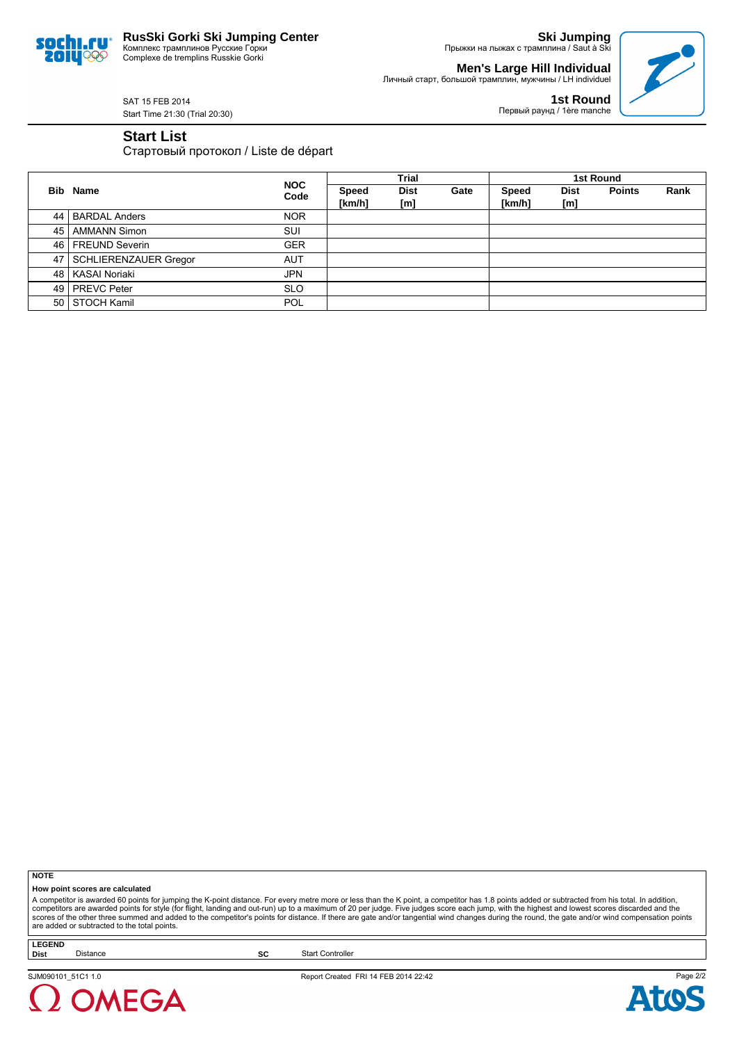RusSki Gorki Ski Jumping Center
Комплекс трамплинов Русские Горки
Complexe de tremplins Russkie Gorki

**Ski Jumping**
Прыжки на лыжах с трамплина / Saut à Ski

**Men's Large Hill Individual**
Личный старт, большой трамплин, мужчины / LH individuel

**1st Round**
Первый раунд / 1ère manche

SAT 15 FEB 2014
Start Time 21:30 (Trial 20:30)

## Start List

Стартовый протокол / Liste de départ

| Bib | Name | NOC Code | Trial | | | 1st Round | | | |
|---|---|---|---|---|---|---|---|---|---|
| | | | Speed [km/h] | Dist [m] | Gate | Speed [km/h] | Dist [m] | Points | Rank |
| 44 | BARDAL Anders | NOR | | | | | | | |
| 45 | AMMANN Simon | SUI | | | | | | | |
| 46 | FREUND Severin | GER | | | | | | | |
| 47 | SCHLIERENZAUER Gregor | AUT | | | | | | | |
| 48 | KASAI Noriaki | JPN | | | | | | | |
| 49 | PREVC Peter | SLO | | | | | | | |
| 50 | STOCH Kamil | POL | | | | | | | |

**NOTE**

**How point scores are calculated**

A competitor is awarded 60 points for jumping the K-point distance. For every metre more or less than the K point, a competitor has 1.8 points added or subtracted from his total. In addition, competitors are awarded points for style (for flight, landing and out-run) up to a maximum of 20 per judge. Five judges score each jump, with the highest and lowest scores discarded and the scores of the other three summed and added to the competitor's points for distance. If there are gate and/or tangential wind changes during the round, the gate and/or wind compensation points are added or subtracted to the total points.

**LEGEND**

**Dist** Distance **SC** Start Controller

SJM090101_51C1 1.0 Report Created FRI 14 FEB 2014 22:42